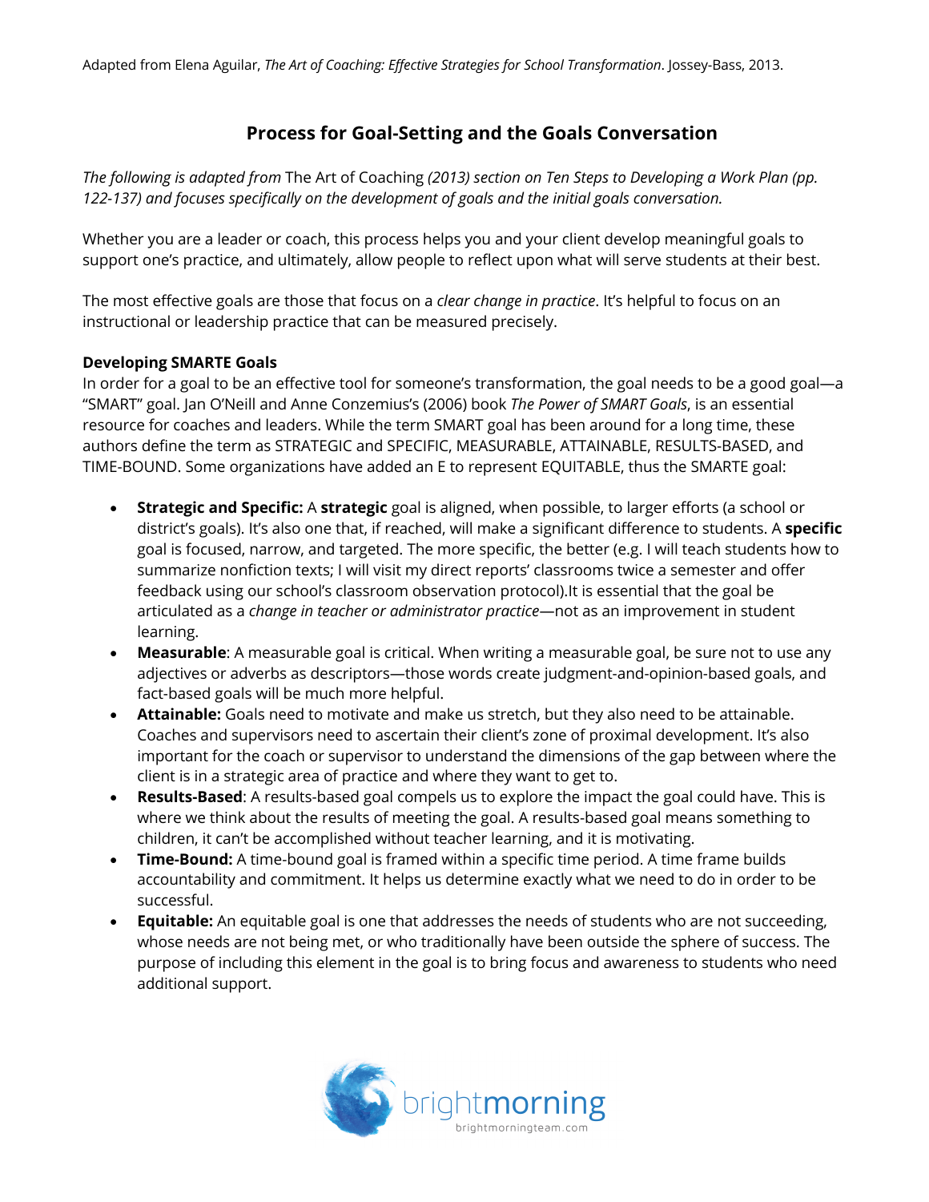Adapted from Elena Aguilar, *The Art of Coaching: Effective Strategies for School Transformation*. Jossey-Bass, 2013.

# Process for Goal-Setting and the Goals Conversation

*The following is adapted from* The Art of Coaching *(2013) section on Ten Steps to Developing a Work Plan (pp. 122-137) and focuses specifically on the development of goals and the initial goals conversation.*

Whether you are a leader or coach, this process helps you and your client develop meaningful goals to support one's practice, and ultimately, allow people to reflect upon what will serve students at their best.

The most effective goals are those that focus on a *clear change in practice*. It's helpful to focus on an instructional or leadership practice that can be measured precisely.

**Developing SMARTE Goals**

In order for a goal to be an effective tool for someone's transformation, the goal needs to be a good goal—a "SMART" goal. Jan O'Neill and Anne Conzemius's (2006) book *The Power of SMART Goals*, is an essential resource for coaches and leaders. While the term SMART goal has been around for a long time, these authors define the term as STRATEGIC and SPECIFIC, MEASURABLE, ATTAINABLE, RESULTS-BASED, and TIME-BOUND. Some organizations have added an E to represent EQUITABLE, thus the SMARTE goal:

- **Strategic and Specific:** A **strategic** goal is aligned, when possible, to larger efforts (a school or district's goals). It's also one that, if reached, will make a significant difference to students. A **specific** goal is focused, narrow, and targeted. The more specific, the better (e.g. I will teach students how to summarize nonfiction texts; I will visit my direct reports' classrooms twice a semester and offer feedback using our school's classroom observation protocol).It is essential that the goal be articulated as a *change in teacher or administrator practice*—not as an improvement in student learning.
- **Measurable**: A measurable goal is critical. When writing a measurable goal, be sure not to use any adjectives or adverbs as descriptors—those words create judgment-and-opinion-based goals, and fact-based goals will be much more helpful.
- **Attainable:** Goals need to motivate and make us stretch, but they also need to be attainable. Coaches and supervisors need to ascertain their client's zone of proximal development. It's also important for the coach or supervisor to understand the dimensions of the gap between where the client is in a strategic area of practice and where they want to get to.
- **Results-Based**: A results-based goal compels us to explore the impact the goal could have. This is where we think about the results of meeting the goal. A results-based goal means something to children, it can't be accomplished without teacher learning, and it is motivating.
- **Time-Bound:** A time-bound goal is framed within a specific time period. A time frame builds accountability and commitment. It helps us determine exactly what we need to do in order to be successful.
- **Equitable:** An equitable goal is one that addresses the needs of students who are not succeeding, whose needs are not being met, or who traditionally have been outside the sphere of success. The purpose of including this element in the goal is to bring focus and awareness to students who need additional support.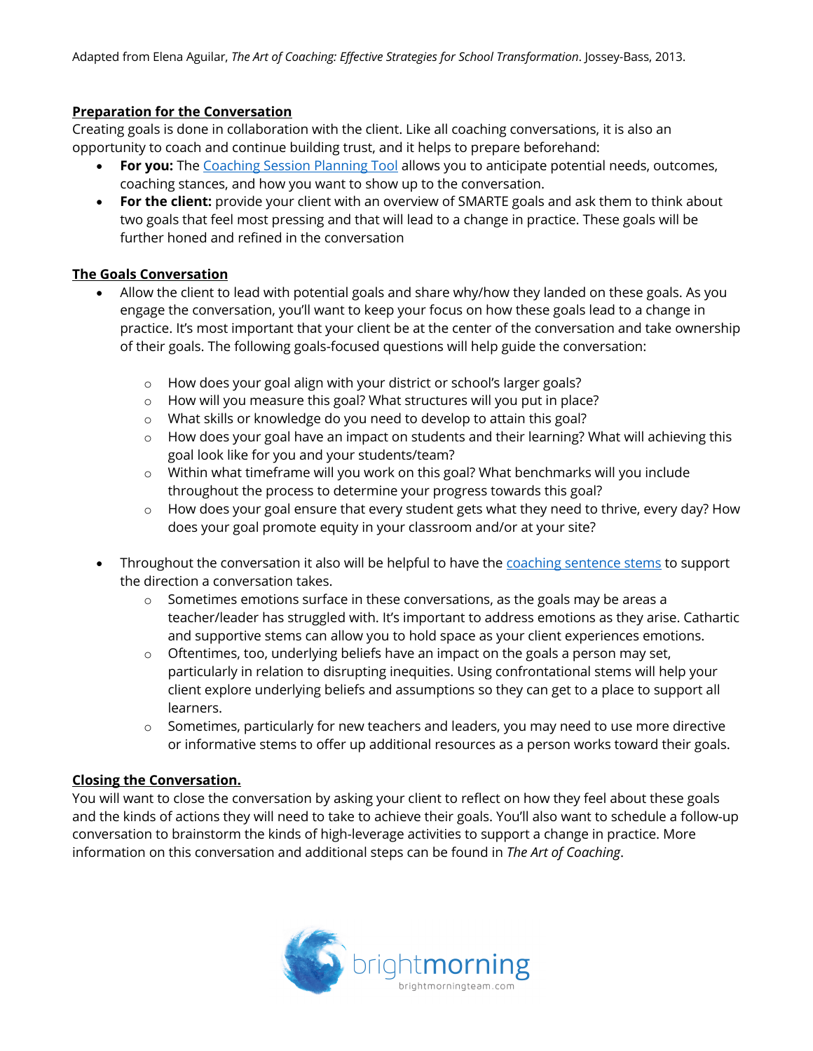Adapted from Elena Aguilar, *The Art of Coaching: Effective Strategies for School Transformation*. Jossey-Bass, 2013.

**Preparation for the Conversation**

Creating goals is done in collaboration with the client. Like all coaching conversations, it is also an opportunity to coach and continue building trust, and it helps to prepare beforehand:

- **For you:** The Coaching Session Planning Tool allows you to anticipate potential needs, outcomes, coaching stances, and how you want to show up to the conversation.
- **For the client:** provide your client with an overview of SMARTE goals and ask them to think about two goals that feel most pressing and that will lead to a change in practice. These goals will be further honed and refined in the conversation

**The Goals Conversation**

- Allow the client to lead with potential goals and share why/how they landed on these goals. As you engage the conversation, you'll want to keep your focus on how these goals lead to a change in practice. It's most important that your client be at the center of the conversation and take ownership of their goals. The following goals-focused questions will help guide the conversation:
  - How does your goal align with your district or school's larger goals?
  - How will you measure this goal? What structures will you put in place?
  - What skills or knowledge do you need to develop to attain this goal?
  - How does your goal have an impact on students and their learning? What will achieving this goal look like for you and your students/team?
  - Within what timeframe will you work on this goal? What benchmarks will you include throughout the process to determine your progress towards this goal?
  - How does your goal ensure that every student gets what they need to thrive, every day? How does your goal promote equity in your classroom and/or at your site?

- Throughout the conversation it also will be helpful to have the coaching sentence stems to support the direction a conversation takes.
  - Sometimes emotions surface in these conversations, as the goals may be areas a teacher/leader has struggled with. It's important to address emotions as they arise. Cathartic and supportive stems can allow you to hold space as your client experiences emotions.
  - Oftentimes, too, underlying beliefs have an impact on the goals a person may set, particularly in relation to disrupting inequities. Using confrontational stems will help your client explore underlying beliefs and assumptions so they can get to a place to support all learners.
  - Sometimes, particularly for new teachers and leaders, you may need to use more directive or informative stems to offer up additional resources as a person works toward their goals.

**Closing the Conversation.**

You will want to close the conversation by asking your client to reflect on how they feel about these goals and the kinds of actions they will need to take to achieve their goals. You'll also want to schedule a follow-up conversation to brainstorm the kinds of high-leverage activities to support a change in practice. More information on this conversation and additional steps can be found in *The Art of Coaching*.

brightmorning
brightmorningteam.com